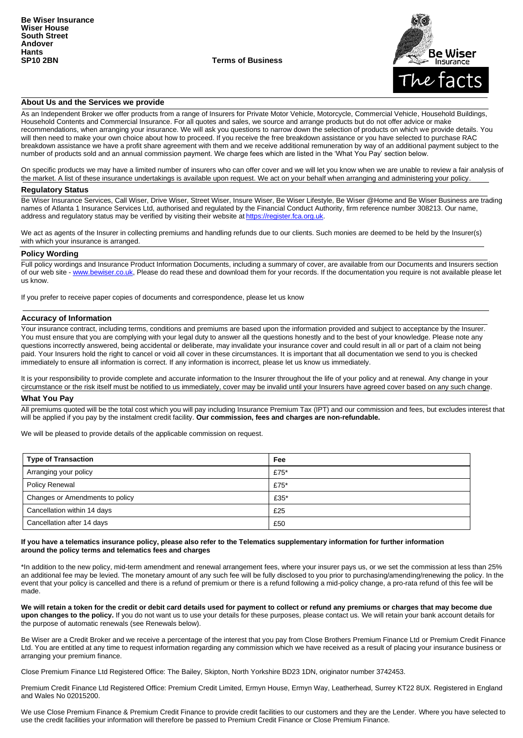**Be Wiser Insurance**
**Wiser House**
**South Street**
**Andover**
**Hants**
**SP10 2BN**

**Terms of Business**

## About Us and the Services we provide

As an Independent Broker we offer products from a range of Insurers for Private Motor Vehicle, Motorcycle, Commercial Vehicle, Household Buildings, Household Contents and Commercial Insurance. For all quotes and sales, we source and arrange products but do not offer advice or make recommendations, when arranging your insurance. We will ask you questions to narrow down the selection of products on which we provide details. You will then need to make your own choice about how to proceed. If you receive the free breakdown assistance or you have selected to purchase RAC breakdown assistance we have a profit share agreement with them and we receive additional remuneration by way of an additional payment subject to the number of products sold and an annual commission payment. We charge fees which are listed in the 'What You Pay' section below.

On specific products we may have a limited number of insurers who can offer cover and we will let you know when we are unable to review a fair analysis of the market. A list of these insurance undertakings is available upon request. We act on your behalf when arranging and administering your policy.

## Regulatory Status

Be Wiser Insurance Services, Call Wiser, Drive Wiser, Street Wiser, Insure Wiser, Be Wiser Lifestyle, Be Wiser @Home and Be Wiser Business are trading names of Atlanta 1 Insurance Services Ltd, authorised and regulated by the Financial Conduct Authority, firm reference number 308213. Our name, address and regulatory status may be verified by visiting their website at https://register.fca.org.uk.

We act as agents of the Insurer in collecting premiums and handling refunds due to our clients. Such monies are deemed to be held by the Insurer(s) with which your insurance is arranged.

## Policy Wording

Full policy wordings and Insurance Product Information Documents, including a summary of cover, are available from our Documents and Insurers section of our web site - www.bewiser.co.uk, Please do read these and download them for your records. If the documentation you require is not available please let us know.

If you prefer to receive paper copies of documents and correspondence, please let us know

## Accuracy of Information

Your insurance contract, including terms, conditions and premiums are based upon the information provided and subject to acceptance by the Insurer. You must ensure that you are complying with your legal duty to answer all the questions honestly and to the best of your knowledge. Please note any questions incorrectly answered, being accidental or deliberate, may invalidate your insurance cover and could result in all or part of a claim not being paid. Your Insurers hold the right to cancel or void all cover in these circumstances. It is important that all documentation we send to you is checked immediately to ensure all information is correct. If any information is incorrect, please let us know us immediately.

It is your responsibility to provide complete and accurate information to the Insurer throughout the life of your policy and at renewal. Any change in your circumstance or the risk itself must be notified to us immediately, cover may be invalid until your Insurers have agreed cover based on any such change.

## What You Pay

All premiums quoted will be the total cost which you will pay including Insurance Premium Tax (IPT) and our commission and fees, but excludes interest that will be applied if you pay by the instalment credit facility. **Our commission, fees and charges are non-refundable.**

We will be pleased to provide details of the applicable commission on request.

| Type of Transaction | Fee |
|---|---|
| Arranging your policy | £75* |
| Policy Renewal | £75* |
| Changes or Amendments to policy | £35* |
| Cancellation within 14 days | £25 |
| Cancellation after 14 days | £50 |

**If you have a telematics insurance policy, please also refer to the Telematics supplementary information for further information around the policy terms and telematics fees and charges**

*In addition to the new policy, mid-term amendment and renewal arrangement fees, where your insurer pays us, or we set the commission at less than 25% an additional fee may be levied. The monetary amount of any such fee will be fully disclosed to you prior to purchasing/amending/renewing the policy. In the event that your policy is cancelled and there is a refund of premium or there is a refund following a mid-policy change, a pro-rata refund of this fee will be made.

**We will retain a token for the credit or debit card details used for payment to collect or refund any premiums or charges that may become due upon changes to the policy.** If you do not want us to use your details for these purposes, please contact us. We will retain your bank account details for the purpose of automatic renewals (see Renewals below).

Be Wiser are a Credit Broker and we receive a percentage of the interest that you pay from Close Brothers Premium Finance Ltd or Premium Credit Finance Ltd. You are entitled at any time to request information regarding any commission which we have received as a result of placing your insurance business or arranging your premium finance.

Close Premium Finance Ltd Registered Office: The Bailey, Skipton, North Yorkshire BD23 1DN, originator number 3742453.

Premium Credit Finance Ltd Registered Office: Premium Credit Limited, Ermyn House, Ermyn Way, Leatherhead, Surrey KT22 8UX. Registered in England and Wales No 02015200.

We use Close Premium Finance & Premium Credit Finance to provide credit facilities to our customers and they are the Lender. Where you have selected to use the credit facilities your information will therefore be passed to Premium Credit Finance or Close Premium Finance.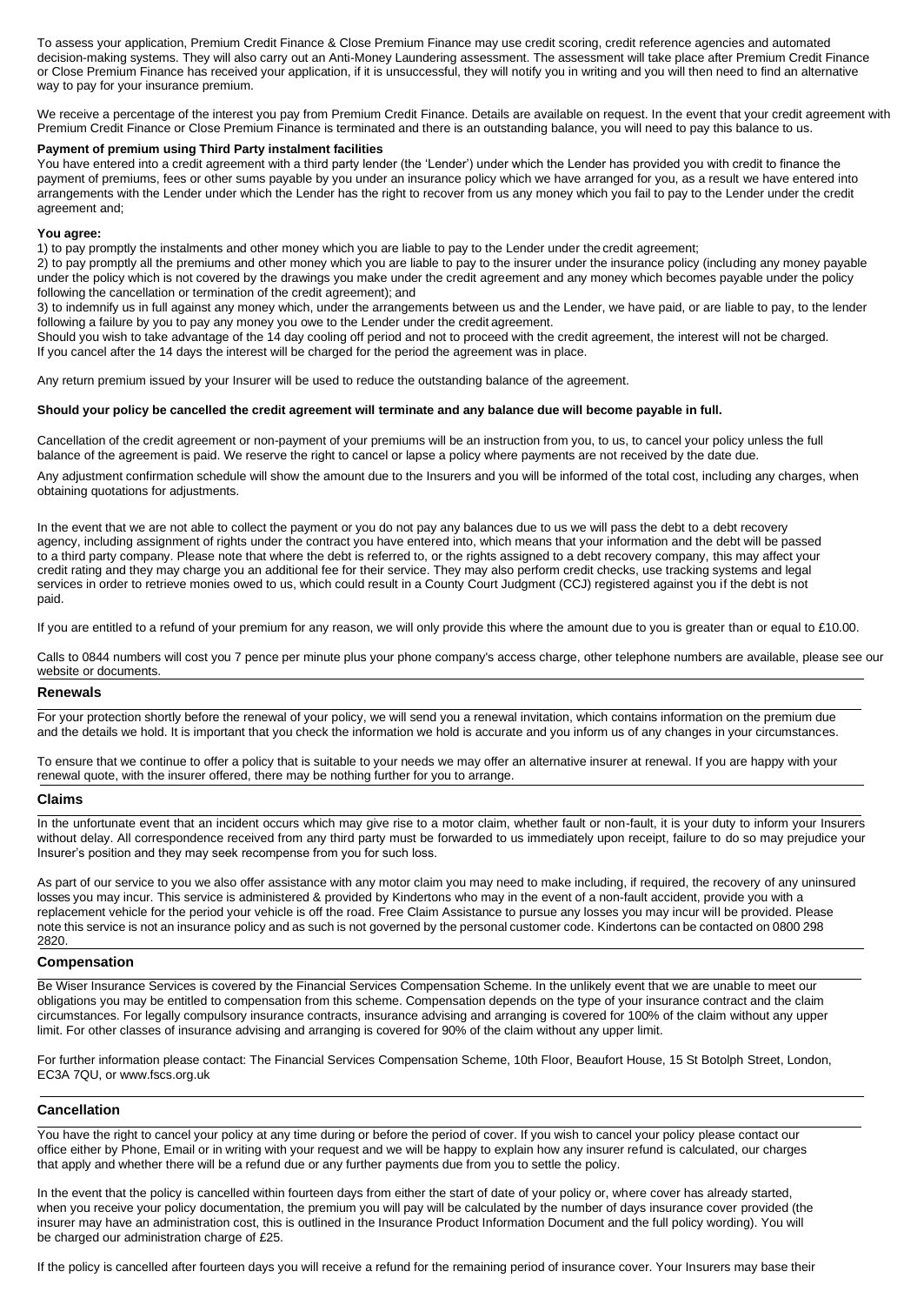To assess your application, Premium Credit Finance & Close Premium Finance may use credit scoring, credit reference agencies and automated decision-making systems. They will also carry out an Anti-Money Laundering assessment. The assessment will take place after Premium Credit Finance or Close Premium Finance has received your application, if it is unsuccessful, they will notify you in writing and you will then need to find an alternative way to pay for your insurance premium.

We receive a percentage of the interest you pay from Premium Credit Finance. Details are available on request. In the event that your credit agreement with Premium Credit Finance or Close Premium Finance is terminated and there is an outstanding balance, you will need to pay this balance to us.

**Payment of premium using Third Party instalment facilities**

You have entered into a credit agreement with a third party lender (the 'Lender') under which the Lender has provided you with credit to finance the payment of premiums, fees or other sums payable by you under an insurance policy which we have arranged for you, as a result we have entered into arrangements with the Lender under which the Lender has the right to recover from us any money which you fail to pay to the Lender under the credit agreement and;

**You agree:**

1) to pay promptly the instalments and other money which you are liable to pay to the Lender under the credit agreement;

2) to pay promptly all the premiums and other money which you are liable to pay to the insurer under the insurance policy (including any money payable under the policy which is not covered by the drawings you make under the credit agreement and any money which becomes payable under the policy following the cancellation or termination of the credit agreement); and

3) to indemnify us in full against any money which, under the arrangements between us and the Lender, we have paid, or are liable to pay, to the lender following a failure by you to pay any money you owe to the Lender under the credit agreement.

Should you wish to take advantage of the 14 day cooling off period and not to proceed with the credit agreement, the interest will not be charged. If you cancel after the 14 days the interest will be charged for the period the agreement was in place.

Any return premium issued by your Insurer will be used to reduce the outstanding balance of the agreement.

**Should your policy be cancelled the credit agreement will terminate and any balance due will become payable in full.**

Cancellation of the credit agreement or non-payment of your premiums will be an instruction from you, to us, to cancel your policy unless the full balance of the agreement is paid. We reserve the right to cancel or lapse a policy where payments are not received by the date due.

Any adjustment confirmation schedule will show the amount due to the Insurers and you will be informed of the total cost, including any charges, when obtaining quotations for adjustments.

In the event that we are not able to collect the payment or you do not pay any balances due to us we will pass the debt to a debt recovery agency, including assignment of rights under the contract you have entered into, which means that your information and the debt will be passed to a third party company. Please note that where the debt is referred to, or the rights assigned to a debt recovery company, this may affect your credit rating and they may charge you an additional fee for their service. They may also perform credit checks, use tracking systems and legal services in order to retrieve monies owed to us, which could result in a County Court Judgment (CCJ) registered against you if the debt is not paid.

If you are entitled to a refund of your premium for any reason, we will only provide this where the amount due to you is greater than or equal to £10.00.

Calls to 0844 numbers will cost you 7 pence per minute plus your phone company's access charge, other telephone numbers are available, please see our website or documents.

## Renewals

For your protection shortly before the renewal of your policy, we will send you a renewal invitation, which contains information on the premium due and the details we hold. It is important that you check the information we hold is accurate and you inform us of any changes in your circumstances.

To ensure that we continue to offer a policy that is suitable to your needs we may offer an alternative insurer at renewal. If you are happy with your renewal quote, with the insurer offered, there may be nothing further for you to arrange.

## Claims

In the unfortunate event that an incident occurs which may give rise to a motor claim, whether fault or non-fault, it is your duty to inform your Insurers without delay. All correspondence received from any third party must be forwarded to us immediately upon receipt, failure to do so may prejudice your Insurer's position and they may seek recompense from you for such loss.

As part of our service to you we also offer assistance with any motor claim you may need to make including, if required, the recovery of any uninsured losses you may incur. This service is administered & provided by Kindertons who may in the event of a non-fault accident, provide you with a replacement vehicle for the period your vehicle is off the road. Free Claim Assistance to pursue any losses you may incur will be provided. Please note this service is not an insurance policy and as such is not governed by the personal customer code. Kindertons can be contacted on 0800 298 2820.

## Compensation

Be Wiser Insurance Services is covered by the Financial Services Compensation Scheme. In the unlikely event that we are unable to meet our obligations you may be entitled to compensation from this scheme. Compensation depends on the type of your insurance contract and the claim circumstances. For legally compulsory insurance contracts, insurance advising and arranging is covered for 100% of the claim without any upper limit. For other classes of insurance advising and arranging is covered for 90% of the claim without any upper limit.

For further information please contact: The Financial Services Compensation Scheme, 10th Floor, Beaufort House, 15 St Botolph Street, London, EC3A 7QU, or www.fscs.org.uk

## Cancellation

You have the right to cancel your policy at any time during or before the period of cover. If you wish to cancel your policy please contact our office either by Phone, Email or in writing with your request and we will be happy to explain how any insurer refund is calculated, our charges that apply and whether there will be a refund due or any further payments due from you to settle the policy.

In the event that the policy is cancelled within fourteen days from either the start of date of your policy or, where cover has already started, when you receive your policy documentation, the premium you will pay will be calculated by the number of days insurance cover provided (the insurer may have an administration cost, this is outlined in the Insurance Product Information Document and the full policy wording). You will be charged our administration charge of £25.

If the policy is cancelled after fourteen days you will receive a refund for the remaining period of insurance cover. Your Insurers may base their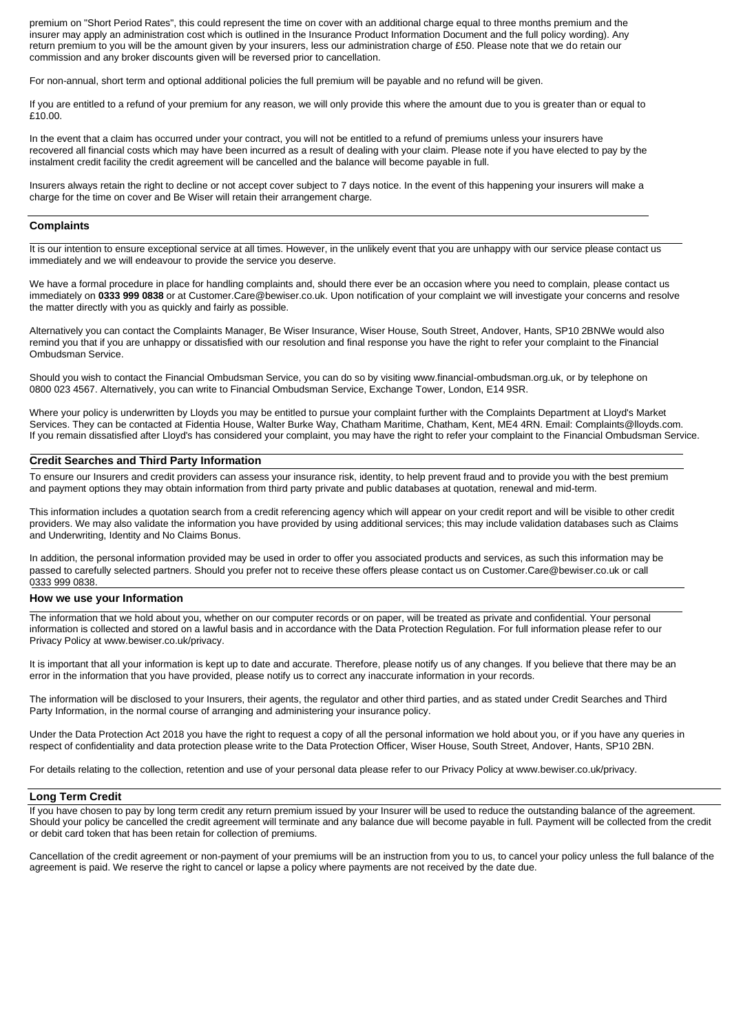premium on "Short Period Rates", this could represent the time on cover with an additional charge equal to three months premium and the insurer may apply an administration cost which is outlined in the Insurance Product Information Document and the full policy wording). Any return premium to you will be the amount given by your insurers, less our administration charge of £50. Please note that we do retain our commission and any broker discounts given will be reversed prior to cancellation.

For non-annual, short term and optional additional policies the full premium will be payable and no refund will be given.

If you are entitled to a refund of your premium for any reason, we will only provide this where the amount due to you is greater than or equal to £10.00.

In the event that a claim has occurred under your contract, you will not be entitled to a refund of premiums unless your insurers have recovered all financial costs which may have been incurred as a result of dealing with your claim. Please note if you have elected to pay by the instalment credit facility the credit agreement will be cancelled and the balance will become payable in full.

Insurers always retain the right to decline or not accept cover subject to 7 days notice. In the event of this happening your insurers will make a charge for the time on cover and Be Wiser will retain their arrangement charge.

## Complaints

It is our intention to ensure exceptional service at all times. However, in the unlikely event that you are unhappy with our service please contact us immediately and we will endeavour to provide the service you deserve.

We have a formal procedure in place for handling complaints and, should there ever be an occasion where you need to complain, please contact us immediately on **0333 999 0838** or at Customer.Care@bewiser.co.uk. Upon notification of your complaint we will investigate your concerns and resolve the matter directly with you as quickly and fairly as possible.

Alternatively you can contact the Complaints Manager, Be Wiser Insurance, Wiser House, South Street, Andover, Hants, SP10 2BNWe would also remind you that if you are unhappy or dissatisfied with our resolution and final response you have the right to refer your complaint to the Financial Ombudsman Service.

Should you wish to contact the Financial Ombudsman Service, you can do so by visiting www.financial-ombudsman.org.uk, or by telephone on 0800 023 4567. Alternatively, you can write to Financial Ombudsman Service, Exchange Tower, London, E14 9SR.

Where your policy is underwritten by Lloyds you may be entitled to pursue your complaint further with the Complaints Department at Lloyd's Market Services. They can be contacted at Fidentia House, Walter Burke Way, Chatham Maritime, Chatham, Kent, ME4 4RN. Email: Complaints@lloyds.com. If you remain dissatisfied after Lloyd's has considered your complaint, you may have the right to refer your complaint to the Financial Ombudsman Service.

## Credit Searches and Third Party Information

To ensure our Insurers and credit providers can assess your insurance risk, identity, to help prevent fraud and to provide you with the best premium and payment options they may obtain information from third party private and public databases at quotation, renewal and mid-term.

This information includes a quotation search from a credit referencing agency which will appear on your credit report and will be visible to other credit providers. We may also validate the information you have provided by using additional services; this may include validation databases such as Claims and Underwriting, Identity and No Claims Bonus.

In addition, the personal information provided may be used in order to offer you associated products and services, as such this information may be passed to carefully selected partners. Should you prefer not to receive these offers please contact us on Customer.Care@bewiser.co.uk or call 0333 999 0838.

## How we use your Information

The information that we hold about you, whether on our computer records or on paper, will be treated as private and confidential. Your personal information is collected and stored on a lawful basis and in accordance with the Data Protection Regulation. For full information please refer to our Privacy Policy at www.bewiser.co.uk/privacy.

It is important that all your information is kept up to date and accurate. Therefore, please notify us of any changes. If you believe that there may be an error in the information that you have provided, please notify us to correct any inaccurate information in your records.

The information will be disclosed to your Insurers, their agents, the regulator and other third parties, and as stated under Credit Searches and Third Party Information, in the normal course of arranging and administering your insurance policy.

Under the Data Protection Act 2018 you have the right to request a copy of all the personal information we hold about you, or if you have any queries in respect of confidentiality and data protection please write to the Data Protection Officer, Wiser House, South Street, Andover, Hants, SP10 2BN.

For details relating to the collection, retention and use of your personal data please refer to our Privacy Policy at www.bewiser.co.uk/privacy.

## Long Term Credit

If you have chosen to pay by long term credit any return premium issued by your Insurer will be used to reduce the outstanding balance of the agreement. Should your policy be cancelled the credit agreement will terminate and any balance due will become payable in full. Payment will be collected from the credit or debit card token that has been retain for collection of premiums.

Cancellation of the credit agreement or non-payment of your premiums will be an instruction from you to us, to cancel your policy unless the full balance of the agreement is paid. We reserve the right to cancel or lapse a policy where payments are not received by the date due.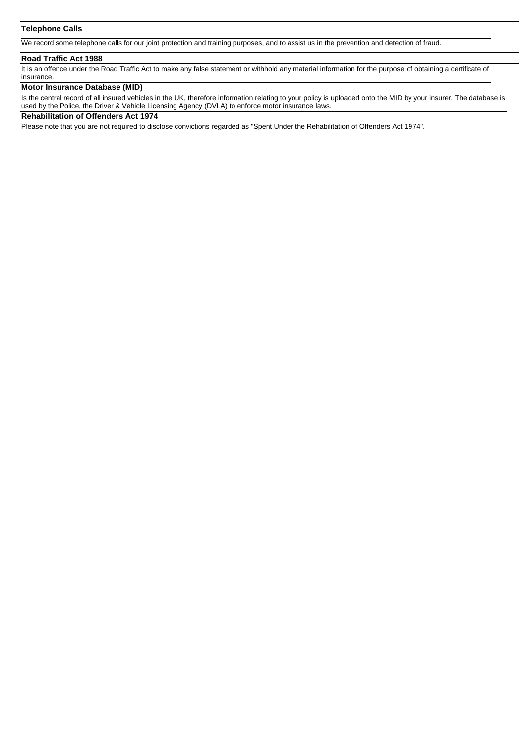**Telephone Calls**

We record some telephone calls for our joint protection and training purposes, and to assist us in the prevention and detection of fraud.

**Road Traffic Act 1988**

It is an offence under the Road Traffic Act to make any false statement or withhold any material information for the purpose of obtaining a certificate of insurance.

**Motor Insurance Database (MID)**

Is the central record of all insured vehicles in the UK, therefore information relating to your policy is uploaded onto the MID by your insurer. The database is used by the Police, the Driver & Vehicle Licensing Agency (DVLA) to enforce motor insurance laws.

**Rehabilitation of Offenders Act 1974**

Please note that you are not required to disclose convictions regarded as "Spent Under the Rehabilitation of Offenders Act 1974".